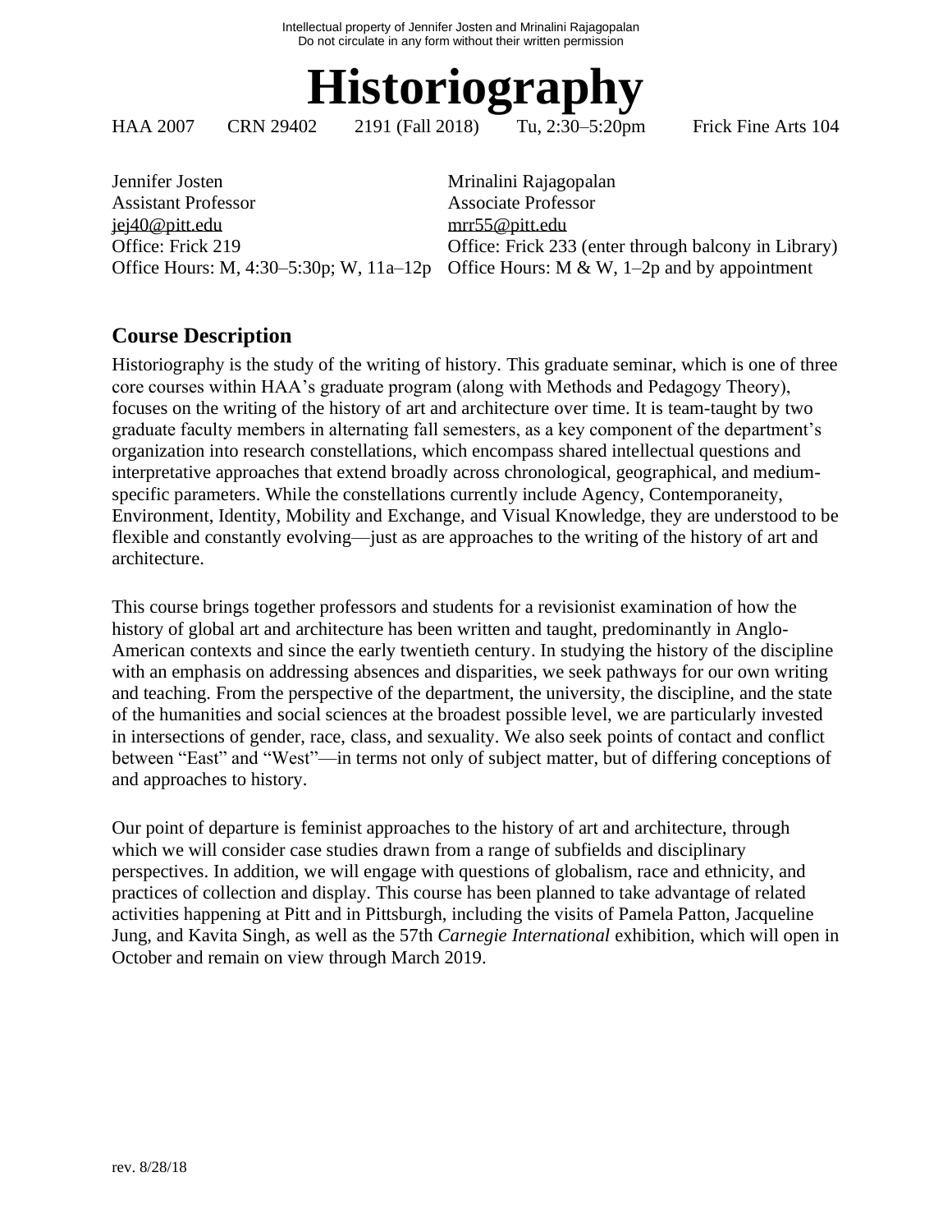Intellectual property of Jennifer Josten and Mrinalini Rajagopalan
Do not circulate in any form without their written permission

# Historiography

HAA 2007 CRN 29402 2191 (Fall 2018) Tu, 2:30–5:20pm Frick Fine Arts 104

Jennifer Josten
Assistant Professor
jej40@pitt.edu
Office: Frick 219
Office Hours: M, 4:30–5:30p; W, 11a–12p

Mrinalini Rajagopalan
Associate Professor
mrr55@pitt.edu
Office: Frick 233 (enter through balcony in Library)
Office Hours: M & W, 1–2p and by appointment

## Course Description

Historiography is the study of the writing of history. This graduate seminar, which is one of three core courses within HAA's graduate program (along with Methods and Pedagogy Theory), focuses on the writing of the history of art and architecture over time. It is team-taught by two graduate faculty members in alternating fall semesters, as a key component of the department's organization into research constellations, which encompass shared intellectual questions and interpretative approaches that extend broadly across chronological, geographical, and medium-specific parameters. While the constellations currently include Agency, Contemporaneity, Environment, Identity, Mobility and Exchange, and Visual Knowledge, they are understood to be flexible and constantly evolving—just as are approaches to the writing of the history of art and architecture.

This course brings together professors and students for a revisionist examination of how the history of global art and architecture has been written and taught, predominantly in Anglo-American contexts and since the early twentieth century. In studying the history of the discipline with an emphasis on addressing absences and disparities, we seek pathways for our own writing and teaching. From the perspective of the department, the university, the discipline, and the state of the humanities and social sciences at the broadest possible level, we are particularly invested in intersections of gender, race, class, and sexuality. We also seek points of contact and conflict between "East" and "West"—in terms not only of subject matter, but of differing conceptions of and approaches to history.

Our point of departure is feminist approaches to the history of art and architecture, through which we will consider case studies drawn from a range of subfields and disciplinary perspectives. In addition, we will engage with questions of globalism, race and ethnicity, and practices of collection and display. This course has been planned to take advantage of related activities happening at Pitt and in Pittsburgh, including the visits of Pamela Patton, Jacqueline Jung, and Kavita Singh, as well as the 57th *Carnegie International* exhibition, which will open in October and remain on view through March 2019.

rev. 8/28/18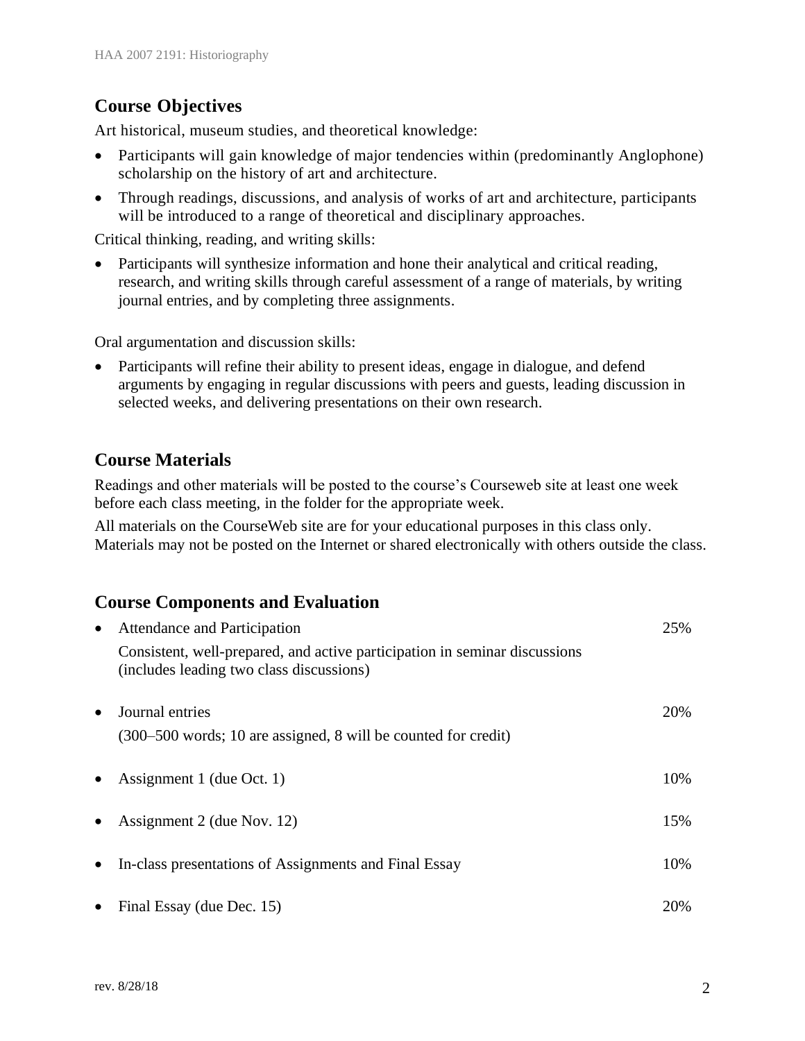## Course Objectives

Art historical, museum studies, and theoretical knowledge:

- Participants will gain knowledge of major tendencies within (predominantly Anglophone) scholarship on the history of art and architecture.
- Through readings, discussions, and analysis of works of art and architecture, participants will be introduced to a range of theoretical and disciplinary approaches.

Critical thinking, reading, and writing skills:

- Participants will synthesize information and hone their analytical and critical reading, research, and writing skills through careful assessment of a range of materials, by writing journal entries, and by completing three assignments.

Oral argumentation and discussion skills:

- Participants will refine their ability to present ideas, engage in dialogue, and defend arguments by engaging in regular discussions with peers and guests, leading discussion in selected weeks, and delivering presentations on their own research.

## Course Materials

Readings and other materials will be posted to the course's Courseweb site at least one week before each class meeting, in the folder for the appropriate week.

All materials on the CourseWeb site are for your educational purposes in this class only. Materials may not be posted on the Internet or shared electronically with others outside the class.

## Course Components and Evaluation

- Attendance and Participation — 25%
  Consistent, well-prepared, and active participation in seminar discussions (includes leading two class discussions)
- Journal entries — 20%
  (300–500 words; 10 are assigned, 8 will be counted for credit)
- Assignment 1 (due Oct. 1) — 10%
- Assignment 2 (due Nov. 12) — 15%
- In-class presentations of Assignments and Final Essay — 10%
- Final Essay (due Dec. 15) — 20%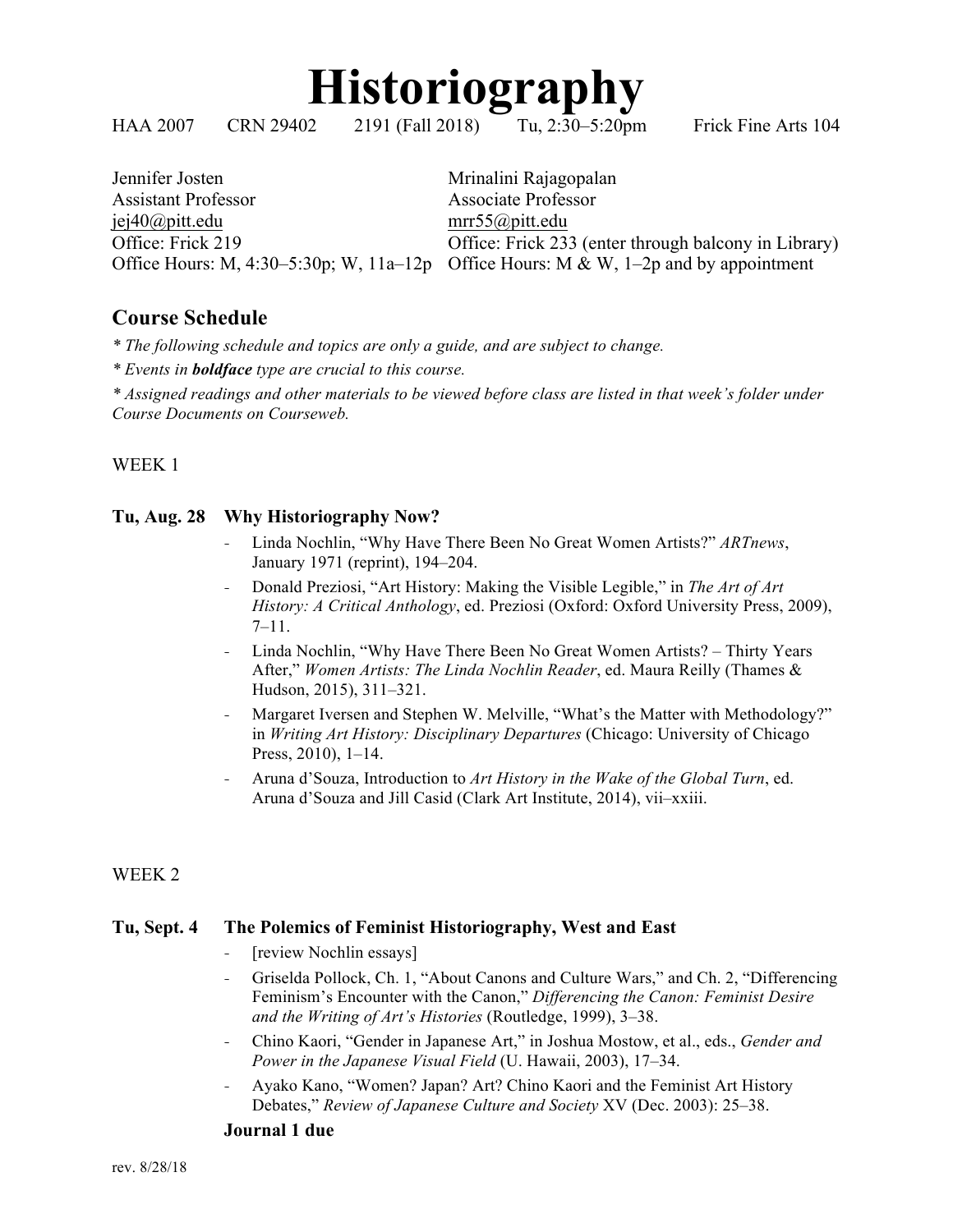# Historiography

HAA 2007 CRN 29402 2191 (Fall 2018) Tu, 2:30–5:20pm Frick Fine Arts 104

Jennifer Josten
Assistant Professor
jej40@pitt.edu
Office: Frick 219
Office Hours: M, 4:30–5:30p; W, 11a–12p

Mrinalini Rajagopalan
Associate Professor
mrr55@pitt.edu
Office: Frick 233 (enter through balcony in Library)
Office Hours: M & W, 1–2p and by appointment

## Course Schedule

*\* The following schedule and topics are only a guide, and are subject to change.*

*\* Events in **boldface** type are crucial to this course.*

*\* Assigned readings and other materials to be viewed before class are listed in that week's folder under Course Documents on Courseweb.*

WEEK 1

**Tu, Aug. 28 Why Historiography Now?**

- Linda Nochlin, "Why Have There Been No Great Women Artists?" *ARTnews*, January 1971 (reprint), 194–204.
- Donald Preziosi, "Art History: Making the Visible Legible," in *The Art of Art History: A Critical Anthology*, ed. Preziosi (Oxford: Oxford University Press, 2009), 7–11.
- Linda Nochlin, "Why Have There Been No Great Women Artists? – Thirty Years After," *Women Artists: The Linda Nochlin Reader*, ed. Maura Reilly (Thames & Hudson, 2015), 311–321.
- Margaret Iversen and Stephen W. Melville, "What's the Matter with Methodology?" in *Writing Art History: Disciplinary Departures* (Chicago: University of Chicago Press, 2010), 1–14.
- Aruna d'Souza, Introduction to *Art History in the Wake of the Global Turn*, ed. Aruna d'Souza and Jill Casid (Clark Art Institute, 2014), vii–xxiii.

WEEK 2

**Tu, Sept. 4 The Polemics of Feminist Historiography, West and East**

- [review Nochlin essays]
- Griselda Pollock, Ch. 1, "About Canons and Culture Wars," and Ch. 2, "Differencing Feminism's Encounter with the Canon," *Differencing the Canon: Feminist Desire and the Writing of Art's Histories* (Routledge, 1999), 3–38.
- Chino Kaori, "Gender in Japanese Art," in Joshua Mostow, et al., eds., *Gender and Power in the Japanese Visual Field* (U. Hawaii, 2003), 17–34.
- Ayako Kano, "Women? Japan? Art? Chino Kaori and the Feminist Art History Debates," *Review of Japanese Culture and Society* XV (Dec. 2003): 25–38.

**Journal 1 due**

rev. 8/28/18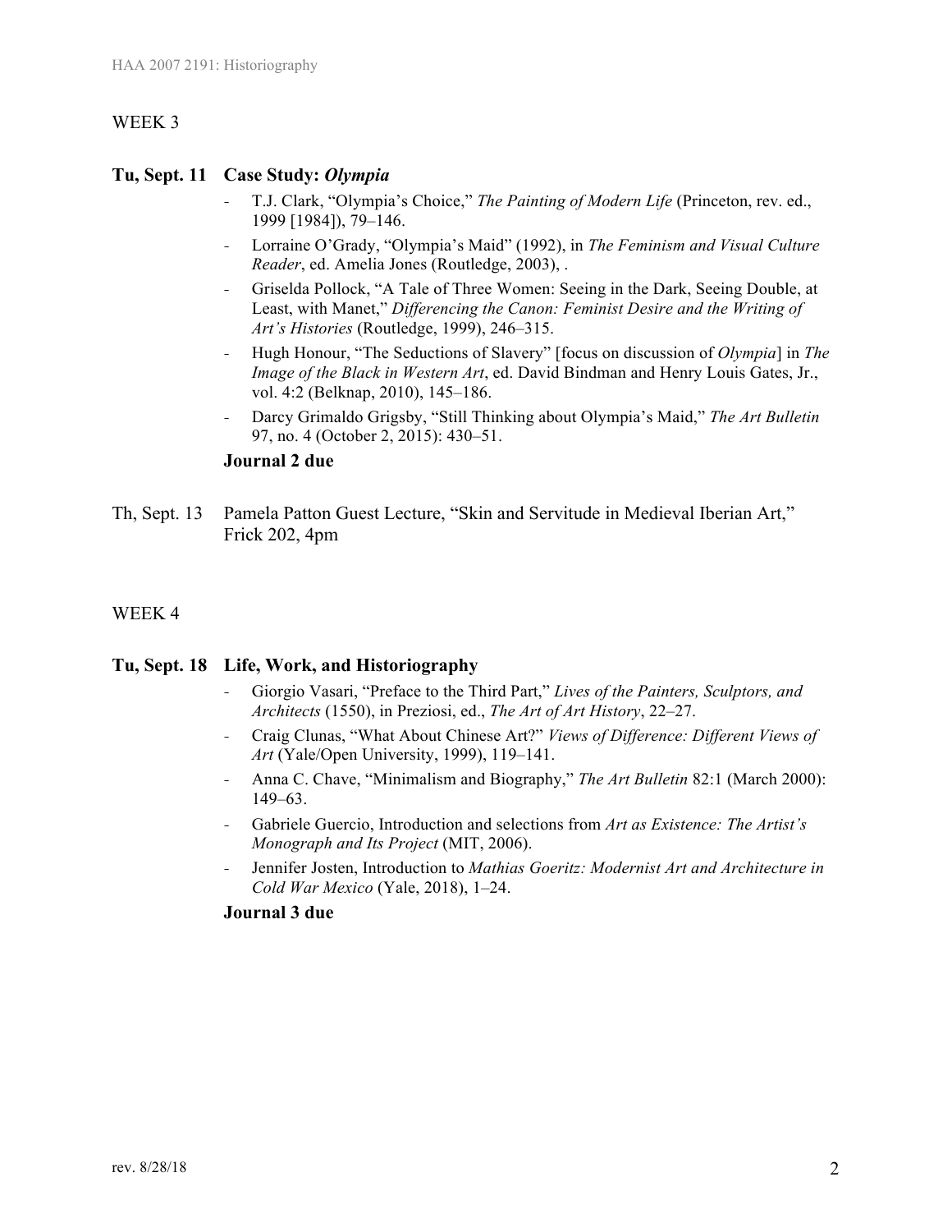## WEEK 3

**Tu, Sept. 11 Case Study: *Olympia***

- T.J. Clark, "Olympia's Choice," *The Painting of Modern Life* (Princeton, rev. ed., 1999 [1984]), 79–146.
- Lorraine O'Grady, "Olympia's Maid" (1992), in *The Feminism and Visual Culture Reader*, ed. Amelia Jones (Routledge, 2003), .
- Griselda Pollock, "A Tale of Three Women: Seeing in the Dark, Seeing Double, at Least, with Manet," *Differencing the Canon: Feminist Desire and the Writing of Art's Histories* (Routledge, 1999), 246–315.
- Hugh Honour, "The Seductions of Slavery" [focus on discussion of *Olympia*] in *The Image of the Black in Western Art*, ed. David Bindman and Henry Louis Gates, Jr., vol. 4:2 (Belknap, 2010), 145–186.
- Darcy Grimaldo Grigsby, "Still Thinking about Olympia's Maid," *The Art Bulletin* 97, no. 4 (October 2, 2015): 430–51.

**Journal 2 due**

Th, Sept. 13 Pamela Patton Guest Lecture, "Skin and Servitude in Medieval Iberian Art," Frick 202, 4pm

## WEEK 4

**Tu, Sept. 18 Life, Work, and Historiography**

- Giorgio Vasari, "Preface to the Third Part," *Lives of the Painters, Sculptors, and Architects* (1550), in Preziosi, ed., *The Art of Art History*, 22–27.
- Craig Clunas, "What About Chinese Art?" *Views of Difference: Different Views of Art* (Yale/Open University, 1999), 119–141.
- Anna C. Chave, "Minimalism and Biography," *The Art Bulletin* 82:1 (March 2000): 149–63.
- Gabriele Guercio, Introduction and selections from *Art as Existence: The Artist's Monograph and Its Project* (MIT, 2006).
- Jennifer Josten, Introduction to *Mathias Goeritz: Modernist Art and Architecture in Cold War Mexico* (Yale, 2018), 1–24.

**Journal 3 due**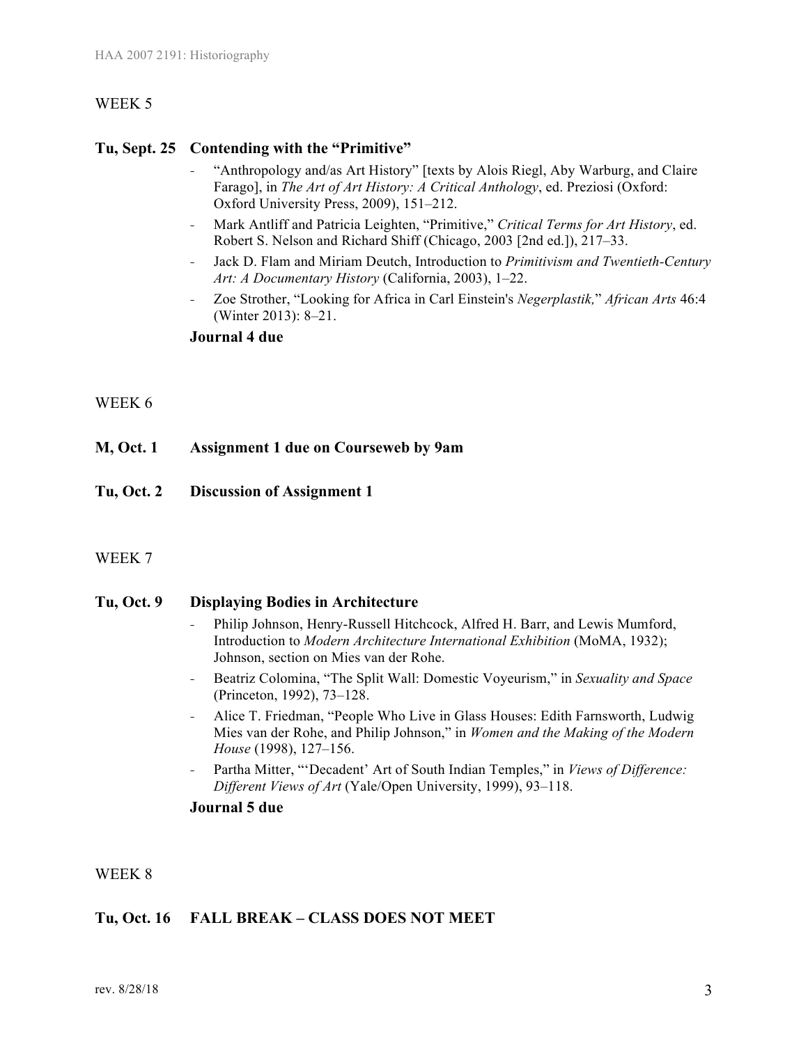WEEK 5

**Tu, Sept. 25 Contending with the "Primitive"**

- "Anthropology and/as Art History" [texts by Alois Riegl, Aby Warburg, and Claire Farago], in *The Art of Art History: A Critical Anthology*, ed. Preziosi (Oxford: Oxford University Press, 2009), 151–212.
- Mark Antliff and Patricia Leighten, "Primitive," *Critical Terms for Art History*, ed. Robert S. Nelson and Richard Shiff (Chicago, 2003 [2nd ed.]), 217–33.
- Jack D. Flam and Miriam Deutch, Introduction to *Primitivism and Twentieth-Century Art: A Documentary History* (California, 2003), 1–22.
- Zoe Strother, "Looking for Africa in Carl Einstein's *Negerplastik,*" *African Arts* 46:4 (Winter 2013): 8–21.

**Journal 4 due**

WEEK 6

**M, Oct. 1 Assignment 1 due on Courseweb by 9am**

**Tu, Oct. 2 Discussion of Assignment 1**

WEEK 7

**Tu, Oct. 9 Displaying Bodies in Architecture**

- Philip Johnson, Henry-Russell Hitchcock, Alfred H. Barr, and Lewis Mumford, Introduction to *Modern Architecture International Exhibition* (MoMA, 1932); Johnson, section on Mies van der Rohe.
- Beatriz Colomina, "The Split Wall: Domestic Voyeurism," in *Sexuality and Space* (Princeton, 1992), 73–128.
- Alice T. Friedman, "People Who Live in Glass Houses: Edith Farnsworth, Ludwig Mies van der Rohe, and Philip Johnson," in *Women and the Making of the Modern House* (1998), 127–156.
- Partha Mitter, "'Decadent' Art of South Indian Temples," in *Views of Difference: Different Views of Art* (Yale/Open University, 1999), 93–118.

**Journal 5 due**

WEEK 8

**Tu, Oct. 16 FALL BREAK – CLASS DOES NOT MEET**

rev. 8/28/18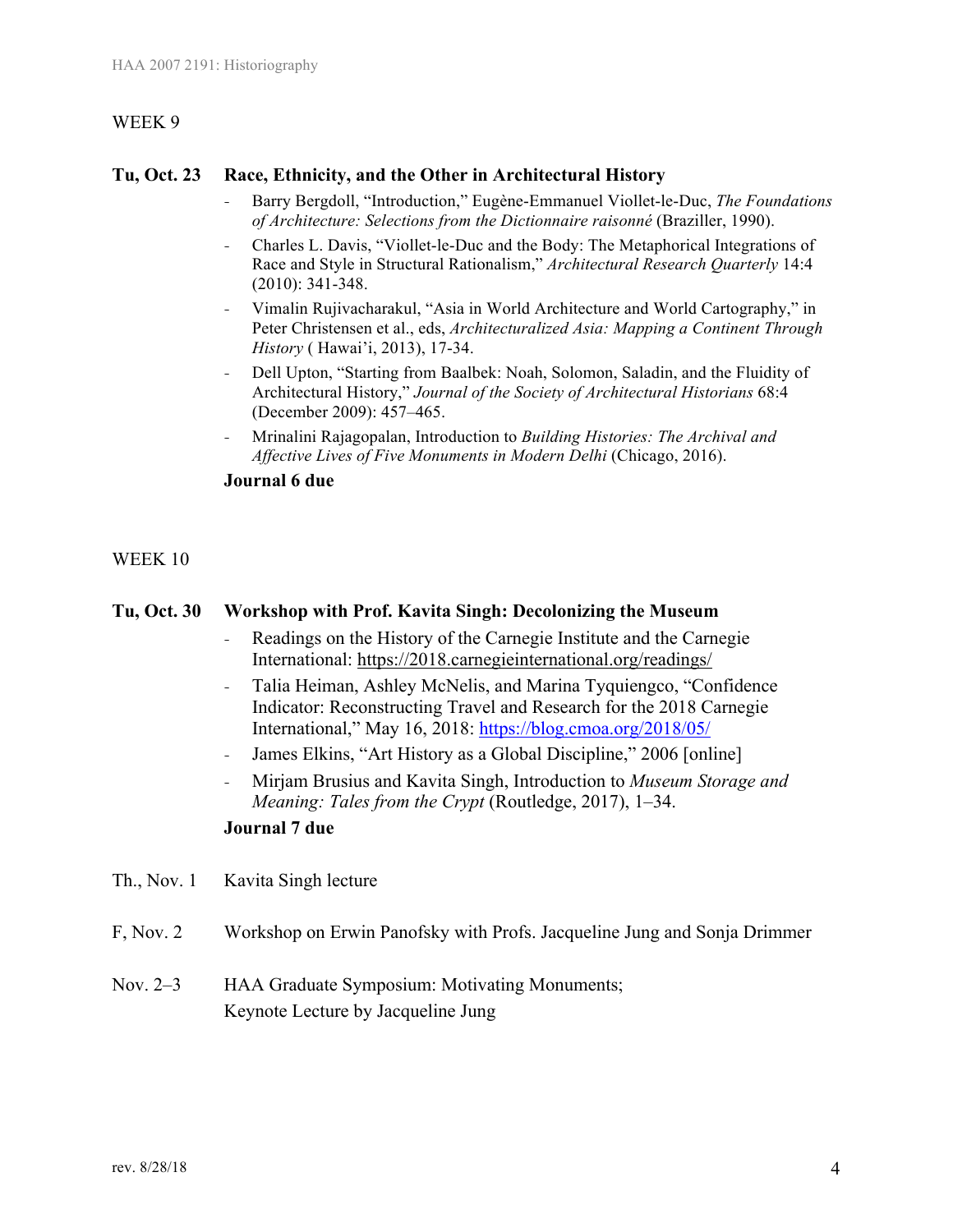WEEK 9

**Tu, Oct. 23 Race, Ethnicity, and the Other in Architectural History**

- Barry Bergdoll, "Introduction," Eugène-Emmanuel Viollet-le-Duc, *The Foundations of Architecture: Selections from the Dictionnaire raisonné* (Braziller, 1990).
- Charles L. Davis, "Viollet-le-Duc and the Body: The Metaphorical Integrations of Race and Style in Structural Rationalism," *Architectural Research Quarterly* 14:4 (2010): 341-348.
- Vimalin Rujivacharakul, "Asia in World Architecture and World Cartography," in Peter Christensen et al., eds, *Architecturalized Asia: Mapping a Continent Through History* ( Hawai'i, 2013), 17-34.
- Dell Upton, "Starting from Baalbek: Noah, Solomon, Saladin, and the Fluidity of Architectural History," *Journal of the Society of Architectural Historians* 68:4 (December 2009): 457–465.
- Mrinalini Rajagopalan, Introduction to *Building Histories: The Archival and Affective Lives of Five Monuments in Modern Delhi* (Chicago, 2016).

**Journal 6 due**

WEEK 10

**Tu, Oct. 30 Workshop with Prof. Kavita Singh: Decolonizing the Museum**

- Readings on the History of the Carnegie Institute and the Carnegie International: https://2018.carnegieinternational.org/readings/
- Talia Heiman, Ashley McNelis, and Marina Tyquiengco, "Confidence Indicator: Reconstructing Travel and Research for the 2018 Carnegie International," May 16, 2018: https://blog.cmoa.org/2018/05/
- James Elkins, "Art History as a Global Discipline," 2006 [online]
- Mirjam Brusius and Kavita Singh, Introduction to *Museum Storage and Meaning: Tales from the Crypt* (Routledge, 2017), 1–34.

**Journal 7 due**

Th., Nov. 1 Kavita Singh lecture

F, Nov. 2 Workshop on Erwin Panofsky with Profs. Jacqueline Jung and Sonja Drimmer

Nov. 2–3 HAA Graduate Symposium: Motivating Monuments;
Keynote Lecture by Jacqueline Jung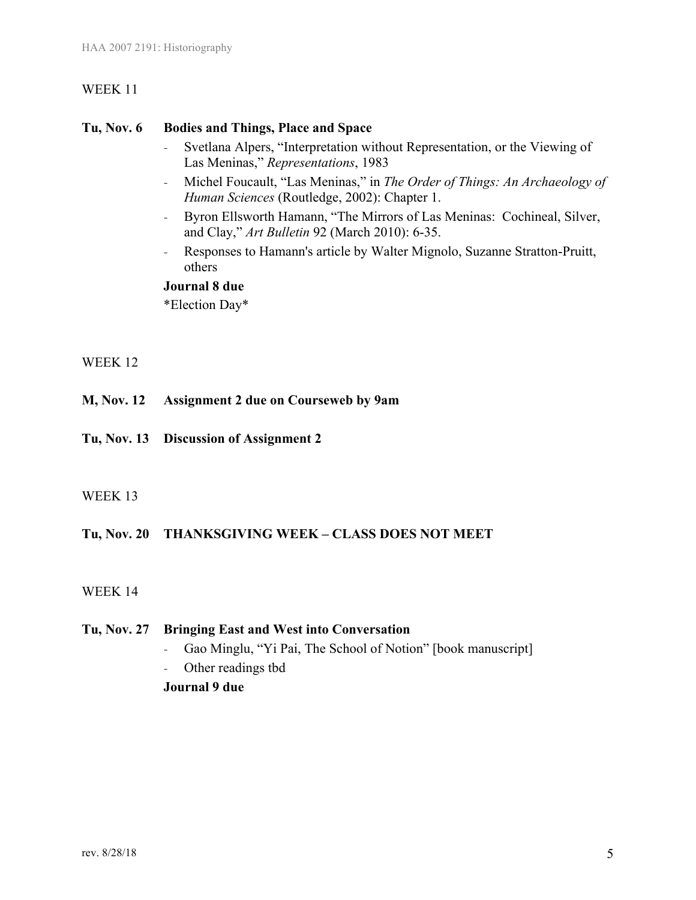WEEK 11

**Tu, Nov. 6 Bodies and Things, Place and Space**

- Svetlana Alpers, "Interpretation without Representation, or the Viewing of Las Meninas," *Representations*, 1983
- Michel Foucault, "Las Meninas," in *The Order of Things: An Archaeology of Human Sciences* (Routledge, 2002): Chapter 1.
- Byron Ellsworth Hamann, "The Mirrors of Las Meninas: Cochineal, Silver, and Clay," *Art Bulletin* 92 (March 2010): 6-35.
- Responses to Hamann's article by Walter Mignolo, Suzanne Stratton-Pruitt, others

**Journal 8 due**

*Election Day*

WEEK 12

**M, Nov. 12 Assignment 2 due on Courseweb by 9am**

**Tu, Nov. 13 Discussion of Assignment 2**

WEEK 13

**Tu, Nov. 20 THANKSGIVING WEEK – CLASS DOES NOT MEET**

WEEK 14

**Tu, Nov. 27 Bringing East and West into Conversation**

- Gao Minglu, "Yi Pai, The School of Notion" [book manuscript]
- Other readings tbd

**Journal 9 due**

rev. 8/28/18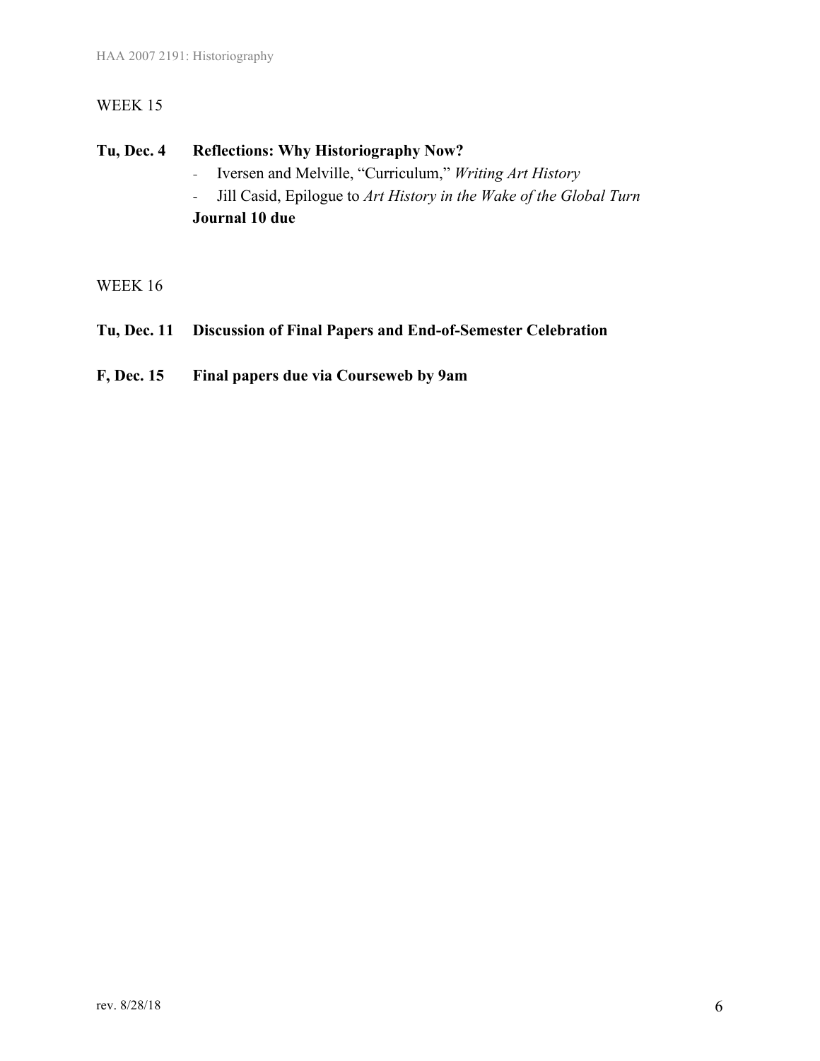WEEK 15

**Tu, Dec. 4 Reflections: Why Historiography Now?**

- Iversen and Melville, "Curriculum," *Writing Art History*
- Jill Casid, Epilogue to *Art History in the Wake of the Global Turn*

**Journal 10 due**

WEEK 16

**Tu, Dec. 11 Discussion of Final Papers and End-of-Semester Celebration**

**F, Dec. 15 Final papers due via Courseweb by 9am**

rev. 8/28/18